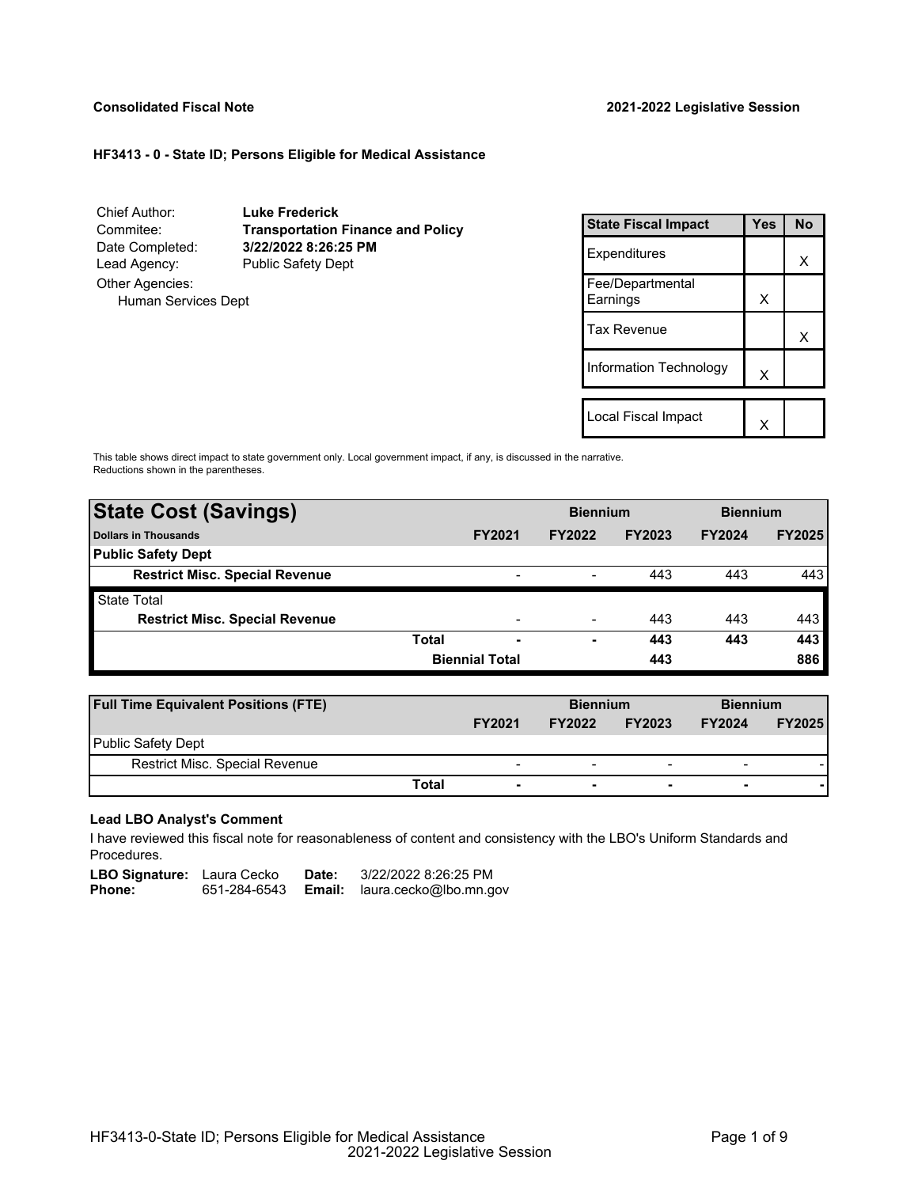**Consolidated Fiscal Note** **2021-2022 Legislative Session**

**HF3413 - 0 - State ID; Persons Eligible for Medical Assistance**

| | |
|---|---|
| Chief Author: | **Luke Frederick** |
| Commitee: | **Transportation Finance and Policy** |
| Date Completed: | **3/22/2022 8:26:25 PM** |
| Lead Agency: | Public Safety Dept |
| Other Agencies: | |
| Human Services Dept | |

| State Fiscal Impact | Yes | No |
|---|---|---|
| Expenditures | | X |
| Fee/Departmental Earnings | X | |
| Tax Revenue | | X |
| Information Technology | X | |
| Local Fiscal Impact | X | |

This table shows direct impact to state government only. Local government impact, if any, is discussed in the narrative. Reductions shown in the parentheses.

| **State Cost (Savings)** | | Biennium | | Biennium | |
|---|---|---|---|---|---|
| **Dollars in Thousands** | **FY2021** | **FY2022** | **FY2023** | **FY2024** | **FY2025** |
| **Public Safety Dept** | | | | | |
| **Restrict Misc. Special Revenue** | - | - | 443 | 443 | 443 |
| State Total | | | | | |
| **Restrict Misc. Special Revenue** | - | - | 443 | 443 | 443 |
| **Total** | **-** | **-** | **443** | **443** | **443** |
| **Biennial Total** | | | **443** | | **886** |

| **Full Time Equivalent Positions (FTE)** | | Biennium | | Biennium | |
|---|---|---|---|---|---|
| | **FY2021** | **FY2022** | **FY2023** | **FY2024** | **FY2025** |
| Public Safety Dept | | | | | |
| Restrict Misc. Special Revenue | - | - | - | - | - |
| **Total** | **-** | **-** | **-** | **-** | **-** |

**Lead LBO Analyst's Comment**

I have reviewed this fiscal note for reasonableness of content and consistency with the LBO's Uniform Standards and Procedures.

**LBO Signature:** Laura Cecko **Date:** 3/22/2022 8:26:25 PM
**Phone:** 651-284-6543 **Email:** laura.cecko@lbo.mn.gov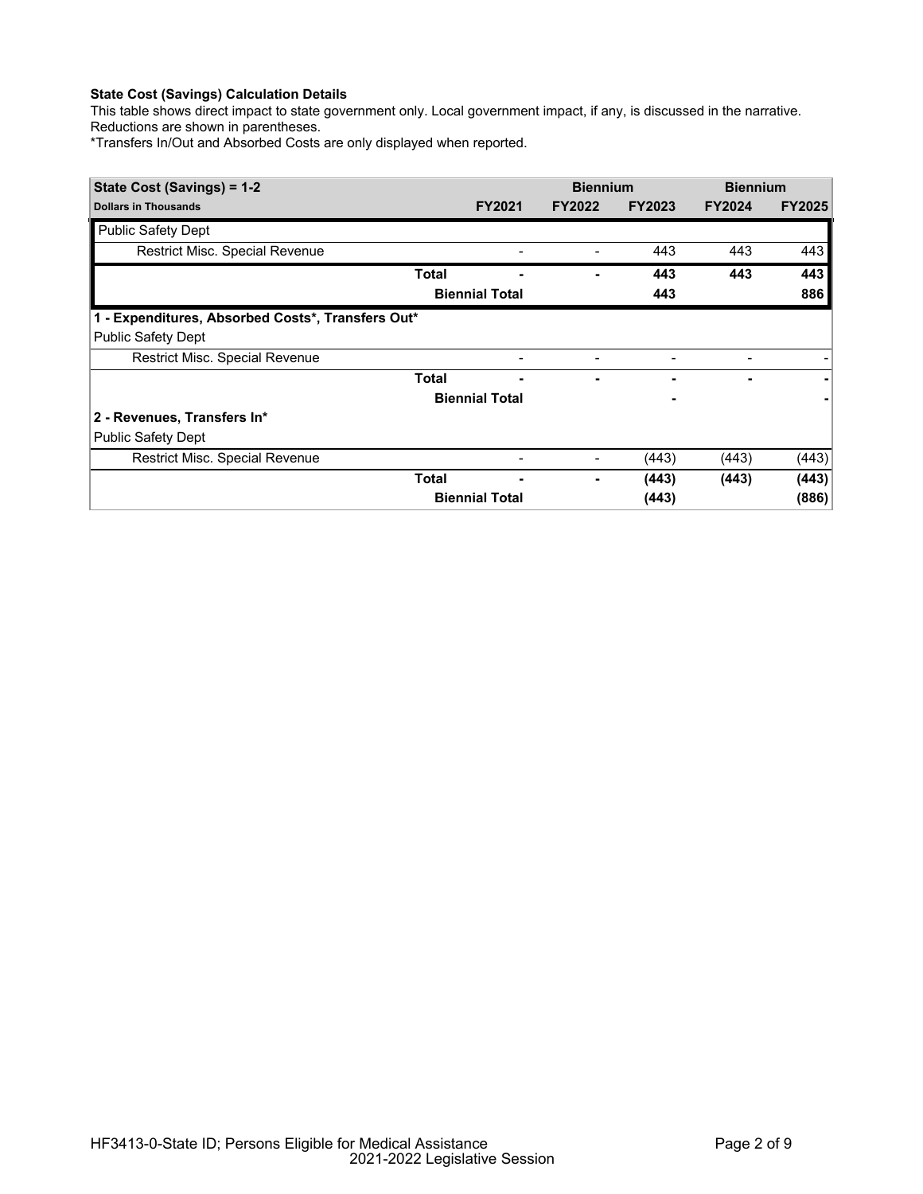**State Cost (Savings) Calculation Details**

This table shows direct impact to state government only. Local government impact, if any, is discussed in the narrative. Reductions are shown in parentheses.

*Transfers In/Out and Absorbed Costs are only displayed when reported.

| State Cost (Savings) = 1-2 | | | Biennium | | Biennium | |
|---|---|---|---|---|---|---|
| **Dollars in Thousands** | | **FY2021** | **FY2022** | **FY2023** | **FY2024** | **FY2025** |
| Public Safety Dept | | | | | | |
| Restrict Misc. Special Revenue | | - | - | 443 | 443 | 443 |
| | **Total** | **-** | **-** | **443** | **443** | **443** |
| | **Biennial Total** | | | **443** | | **886** |
| **1 - Expenditures, Absorbed Costs*, Transfers Out*** | | | | | | |
| Public Safety Dept | | | | | | |
| Restrict Misc. Special Revenue | | - | - | - | - | - |
| | **Total** | **-** | **-** | **-** | **-** | **-** |
| | **Biennial Total** | | | **-** | | **-** |
| **2 - Revenues, Transfers In*** | | | | | | |
| Public Safety Dept | | | | | | |
| Restrict Misc. Special Revenue | | - | - | (443) | (443) | (443) |
| | **Total** | **-** | **-** | **(443)** | **(443)** | **(443)** |
| | **Biennial Total** | | | **(443)** | | **(886)** |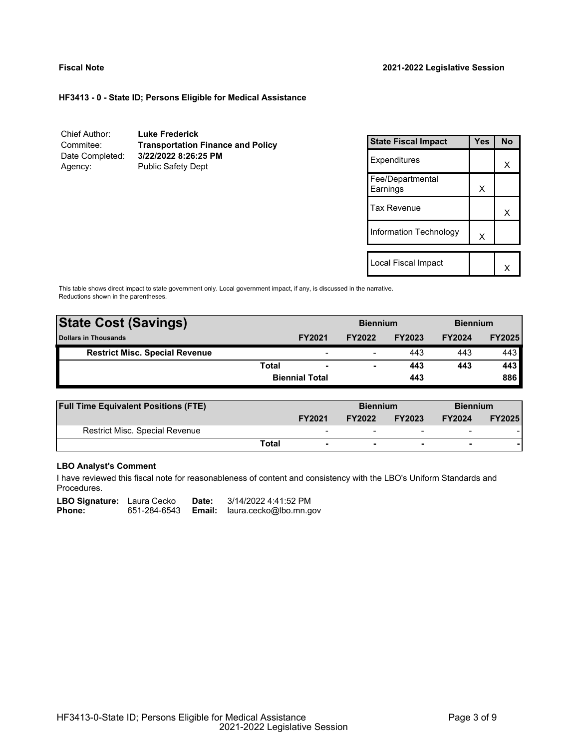**Fiscal Note** **2021-2022 Legislative Session**

**HF3413 - 0 - State ID; Persons Eligible for Medical Assistance**

| | |
|---|---|
| Chief Author: | **Luke Frederick** |
| Commitee: | **Transportation Finance and Policy** |
| Date Completed: | **3/22/2022 8:26:25 PM** |
| Agency: | Public Safety Dept |

| State Fiscal Impact | Yes | No |
|---|---|---|
| Expenditures | | X |
| Fee/Departmental Earnings | X | |
| Tax Revenue | | X |
| Information Technology | X | |
| Local Fiscal Impact | | X |

This table shows direct impact to state government only. Local government impact, if any, is discussed in the narrative. Reductions shown in the parentheses.

| State Cost (Savings) | | | Biennium | | Biennium | |
|---|---|---|---|---|---|---|
| Dollars in Thousands | | FY2021 | FY2022 | FY2023 | FY2024 | FY2025 |
| Restrict Misc. Special Revenue | | - | - | 443 | 443 | 443 |
| | Total | - | - | 443 | 443 | 443 |
| | | Biennial Total | | 443 | | 886 |

| Full Time Equivalent Positions (FTE) | | | Biennium | | Biennium | |
|---|---|---|---|---|---|---|
| | | FY2021 | FY2022 | FY2023 | FY2024 | FY2025 |
| Restrict Misc. Special Revenue | | - | - | - | - | - |
| | Total | - | - | - | - | - |

**LBO Analyst's Comment**

I have reviewed this fiscal note for reasonableness of content and consistency with the LBO's Uniform Standards and Procedures.

| | | | |
|---|---|---|---|
| **LBO Signature:** | Laura Cecko | **Date:** | 3/14/2022 4:41:52 PM |
| **Phone:** | 651-284-6543 | **Email:** | laura.cecko@lbo.mn.gov |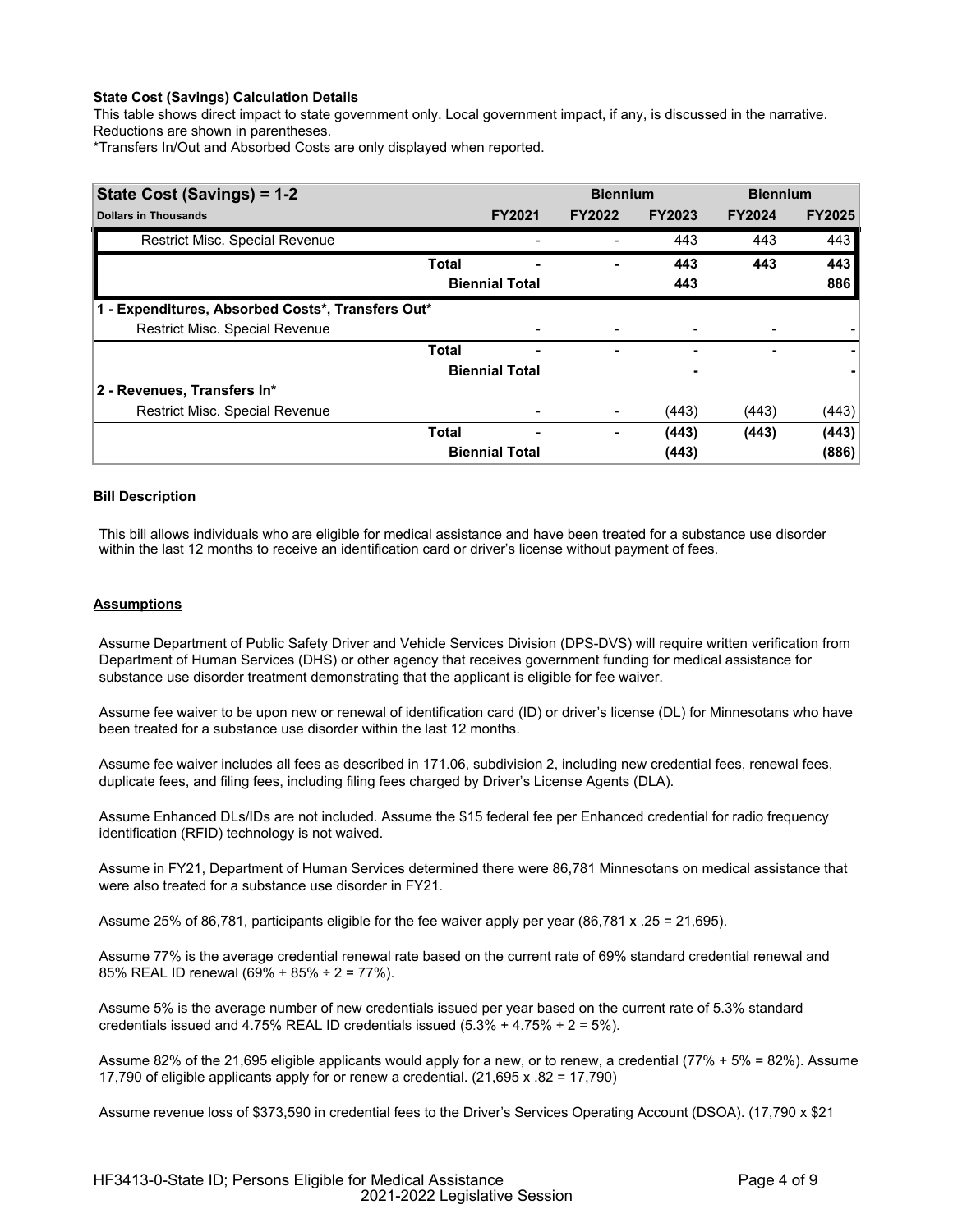**State Cost (Savings) Calculation Details**

This table shows direct impact to state government only. Local government impact, if any, is discussed in the narrative. Reductions are shown in parentheses.

*Transfers In/Out and Absorbed Costs are only displayed when reported.

| State Cost (Savings) = 1-2 | | | Biennium | | Biennium | |
|---|---|---|---|---|---|---|
| Dollars in Thousands | | FY2021 | FY2022 | FY2023 | FY2024 | FY2025 |
| Restrict Misc. Special Revenue | | - | - | 443 | 443 | 443 |
| | **Total** | **-** | **-** | **443** | **443** | **443** |
| | **Biennial Total** | | | **443** | | **886** |
| **1 - Expenditures, Absorbed Costs*, Transfers Out*** | | | | | | |
| Restrict Misc. Special Revenue | | - | - | - | - | - |
| | **Total** | **-** | **-** | **-** | **-** | **-** |
| | **Biennial Total** | | | **-** | | **-** |
| **2 - Revenues, Transfers In*** | | | | | | |
| Restrict Misc. Special Revenue | | - | - | (443) | (443) | (443) |
| | **Total** | **-** | **-** | **(443)** | **(443)** | **(443)** |
| | **Biennial Total** | | | **(443)** | | **(886)** |

**Bill Description**

This bill allows individuals who are eligible for medical assistance and have been treated for a substance use disorder within the last 12 months to receive an identification card or driver's license without payment of fees.

**Assumptions**

Assume Department of Public Safety Driver and Vehicle Services Division (DPS-DVS) will require written verification from Department of Human Services (DHS) or other agency that receives government funding for medical assistance for substance use disorder treatment demonstrating that the applicant is eligible for fee waiver.

Assume fee waiver to be upon new or renewal of identification card (ID) or driver's license (DL) for Minnesotans who have been treated for a substance use disorder within the last 12 months.

Assume fee waiver includes all fees as described in 171.06, subdivision 2, including new credential fees, renewal fees, duplicate fees, and filing fees, including filing fees charged by Driver's License Agents (DLA).

Assume Enhanced DLs/IDs are not included. Assume the $15 federal fee per Enhanced credential for radio frequency identification (RFID) technology is not waived.

Assume in FY21, Department of Human Services determined there were 86,781 Minnesotans on medical assistance that were also treated for a substance use disorder in FY21.

Assume 25% of 86,781, participants eligible for the fee waiver apply per year (86,781 x .25 = 21,695).

Assume 77% is the average credential renewal rate based on the current rate of 69% standard credential renewal and 85% REAL ID renewal (69% + 85% ÷ 2 = 77%).

Assume 5% is the average number of new credentials issued per year based on the current rate of 5.3% standard credentials issued and 4.75% REAL ID credentials issued (5.3% + 4.75% ÷ 2 = 5%).

Assume 82% of the 21,695 eligible applicants would apply for a new, or to renew, a credential (77% + 5% = 82%). Assume 17,790 of eligible applicants apply for or renew a credential. (21,695 x .82 = 17,790)

Assume revenue loss of $373,590 in credential fees to the Driver's Services Operating Account (DSOA). (17,790 x $21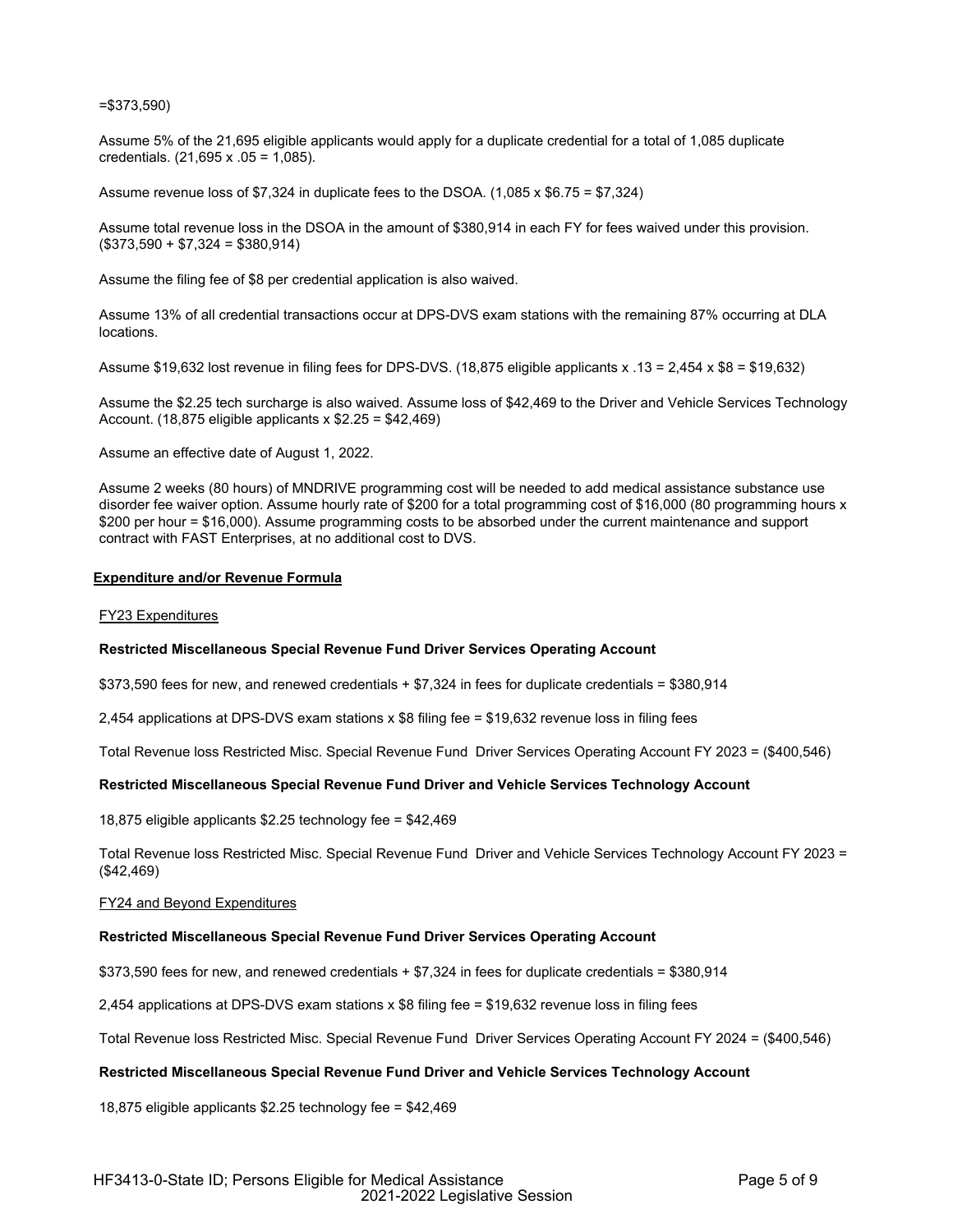=$373,590)

Assume 5% of the 21,695 eligible applicants would apply for a duplicate credential for a total of 1,085 duplicate credentials. (21,695 x .05 = 1,085).

Assume revenue loss of $7,324 in duplicate fees to the DSOA. (1,085 x $6.75 = $7,324)

Assume total revenue loss in the DSOA in the amount of $380,914 in each FY for fees waived under this provision. ($373,590 + $7,324 = $380,914)

Assume the filing fee of $8 per credential application is also waived.

Assume 13% of all credential transactions occur at DPS-DVS exam stations with the remaining 87% occurring at DLA locations.

Assume $19,632 lost revenue in filing fees for DPS-DVS. (18,875 eligible applicants x .13 = 2,454 x $8 = $19,632)

Assume the $2.25 tech surcharge is also waived. Assume loss of $42,469 to the Driver and Vehicle Services Technology Account. (18,875 eligible applicants x $2.25 = $42,469)

Assume an effective date of August 1, 2022.

Assume 2 weeks (80 hours) of MNDRIVE programming cost will be needed to add medical assistance substance use disorder fee waiver option. Assume hourly rate of $200 for a total programming cost of $16,000 (80 programming hours x $200 per hour = $16,000). Assume programming costs to be absorbed under the current maintenance and support contract with FAST Enterprises, at no additional cost to DVS.

**Expenditure and/or Revenue Formula**

FY23 Expenditures

**Restricted Miscellaneous Special Revenue Fund Driver Services Operating Account**

$373,590 fees for new, and renewed credentials + $7,324 in fees for duplicate credentials = $380,914

2,454 applications at DPS-DVS exam stations x $8 filing fee = $19,632 revenue loss in filing fees

Total Revenue loss Restricted Misc. Special Revenue Fund Driver Services Operating Account FY 2023 = ($400,546)

**Restricted Miscellaneous Special Revenue Fund Driver and Vehicle Services Technology Account**

18,875 eligible applicants $2.25 technology fee = $42,469

Total Revenue loss Restricted Misc. Special Revenue Fund Driver and Vehicle Services Technology Account FY 2023 = ($42,469)

FY24 and Beyond Expenditures

**Restricted Miscellaneous Special Revenue Fund Driver Services Operating Account**

$373,590 fees for new, and renewed credentials + $7,324 in fees for duplicate credentials = $380,914

2,454 applications at DPS-DVS exam stations x $8 filing fee = $19,632 revenue loss in filing fees

Total Revenue loss Restricted Misc. Special Revenue Fund Driver Services Operating Account FY 2024 = ($400,546)

**Restricted Miscellaneous Special Revenue Fund Driver and Vehicle Services Technology Account**

18,875 eligible applicants $2.25 technology fee = $42,469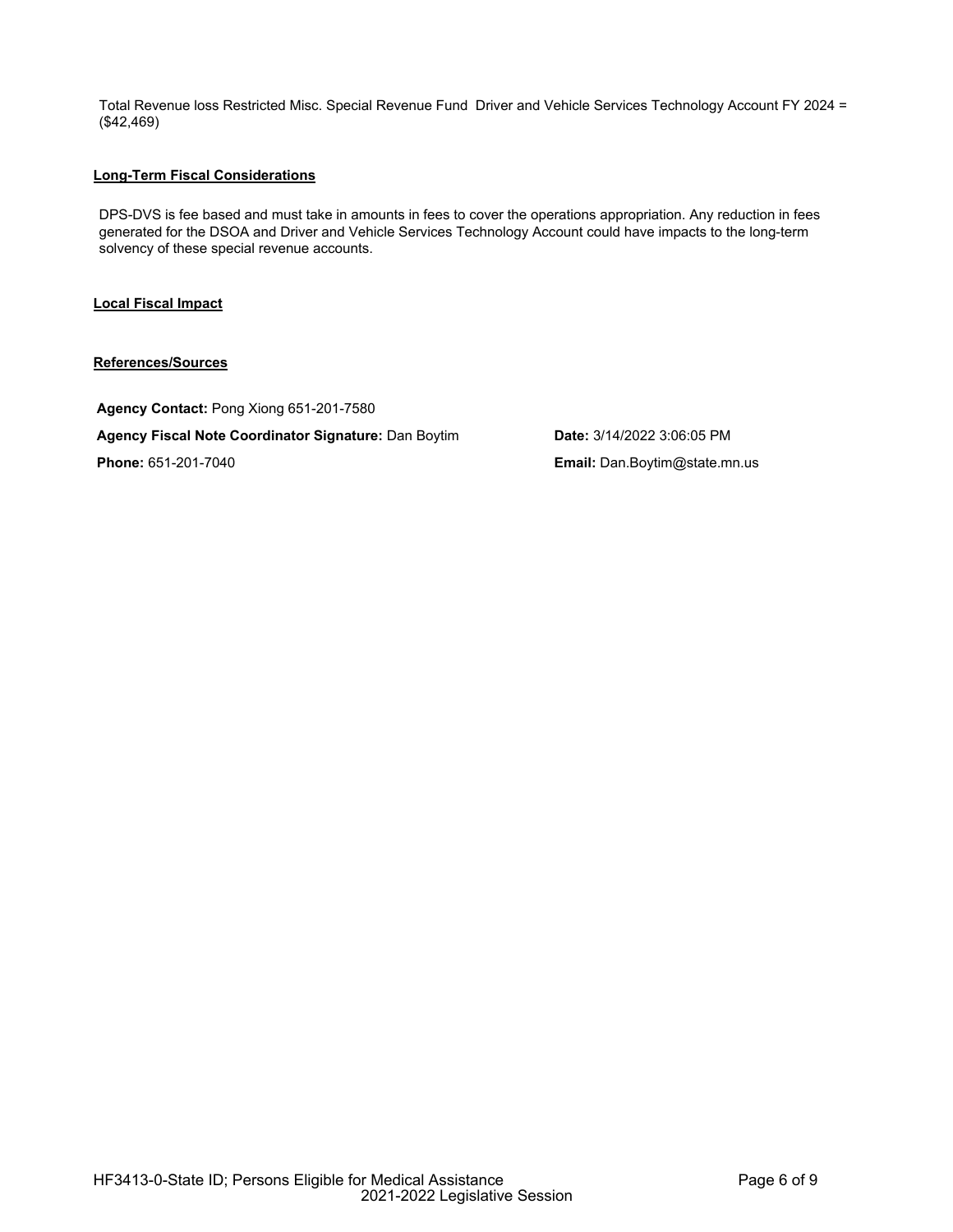Total Revenue loss Restricted Misc. Special Revenue Fund Driver and Vehicle Services Technology Account FY 2024 = ($42,469)

**Long-Term Fiscal Considerations**

DPS-DVS is fee based and must take in amounts in fees to cover the operations appropriation. Any reduction in fees generated for the DSOA and Driver and Vehicle Services Technology Account could have impacts to the long-term solvency of these special revenue accounts.

**Local Fiscal Impact**

**References/Sources**

**Agency Contact:** Pong Xiong 651-201-7580

**Agency Fiscal Note Coordinator Signature:** Dan Boytim

**Date:** 3/14/2022 3:06:05 PM

**Phone:** 651-201-7040

**Email:** Dan.Boytim@state.mn.us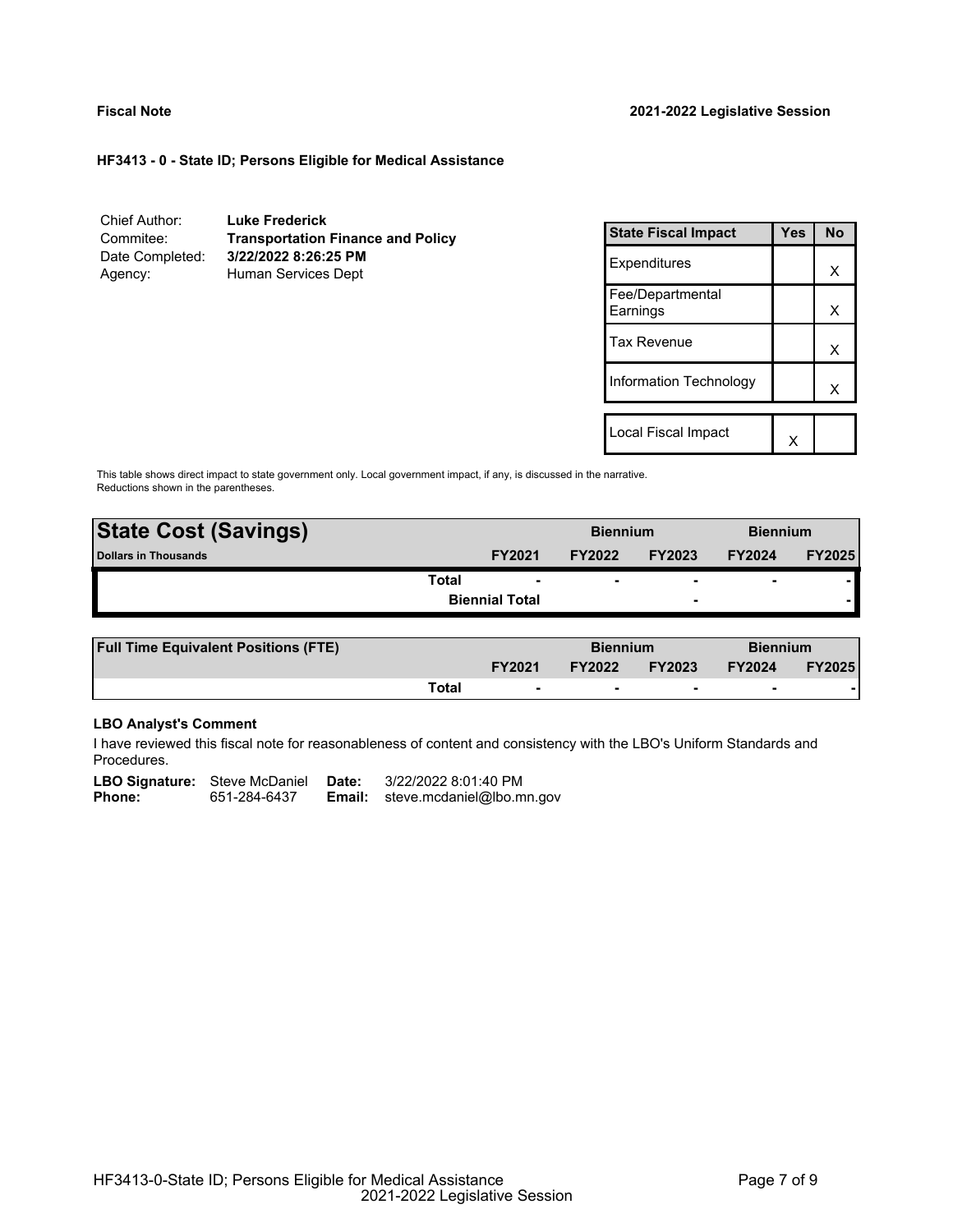**Fiscal Note** **2021-2022 Legislative Session**

**HF3413 - 0 - State ID; Persons Eligible for Medical Assistance**

| | |
|---|---|
| Chief Author: | **Luke Frederick** |
| Commitee: | **Transportation Finance and Policy** |
| Date Completed: | **3/22/2022 8:26:25 PM** |
| Agency: | Human Services Dept |

| State Fiscal Impact | Yes | No |
|---|---|---|
| Expenditures | | X |
| Fee/Departmental Earnings | | X |
| Tax Revenue | | X |
| Information Technology | | X |
| | | |
| Local Fiscal Impact | X | |

This table shows direct impact to state government only. Local government impact, if any, is discussed in the narrative. Reductions shown in the parentheses.

| **State Cost (Savings)** | | Biennium | | Biennium | |
|---|---|---|---|---|---|
| **Dollars in Thousands** | **FY2021** | **FY2022** | **FY2023** | **FY2024** | **FY2025** |
| **Total** | - | - | - | - | - |
| **Biennial Total** | | | - | | - |

| **Full Time Equivalent Positions (FTE)** | | Biennium | | Biennium | |
|---|---|---|---|---|---|
| | **FY2021** | **FY2022** | **FY2023** | **FY2024** | **FY2025** |
| **Total** | - | - | - | - | - |

**LBO Analyst's Comment**

I have reviewed this fiscal note for reasonableness of content and consistency with the LBO's Uniform Standards and Procedures.

**LBO Signature:** Steve McDaniel **Date:** 3/22/2022 8:01:40 PM
**Phone:** 651-284-6437 **Email:** steve.mcdaniel@lbo.mn.gov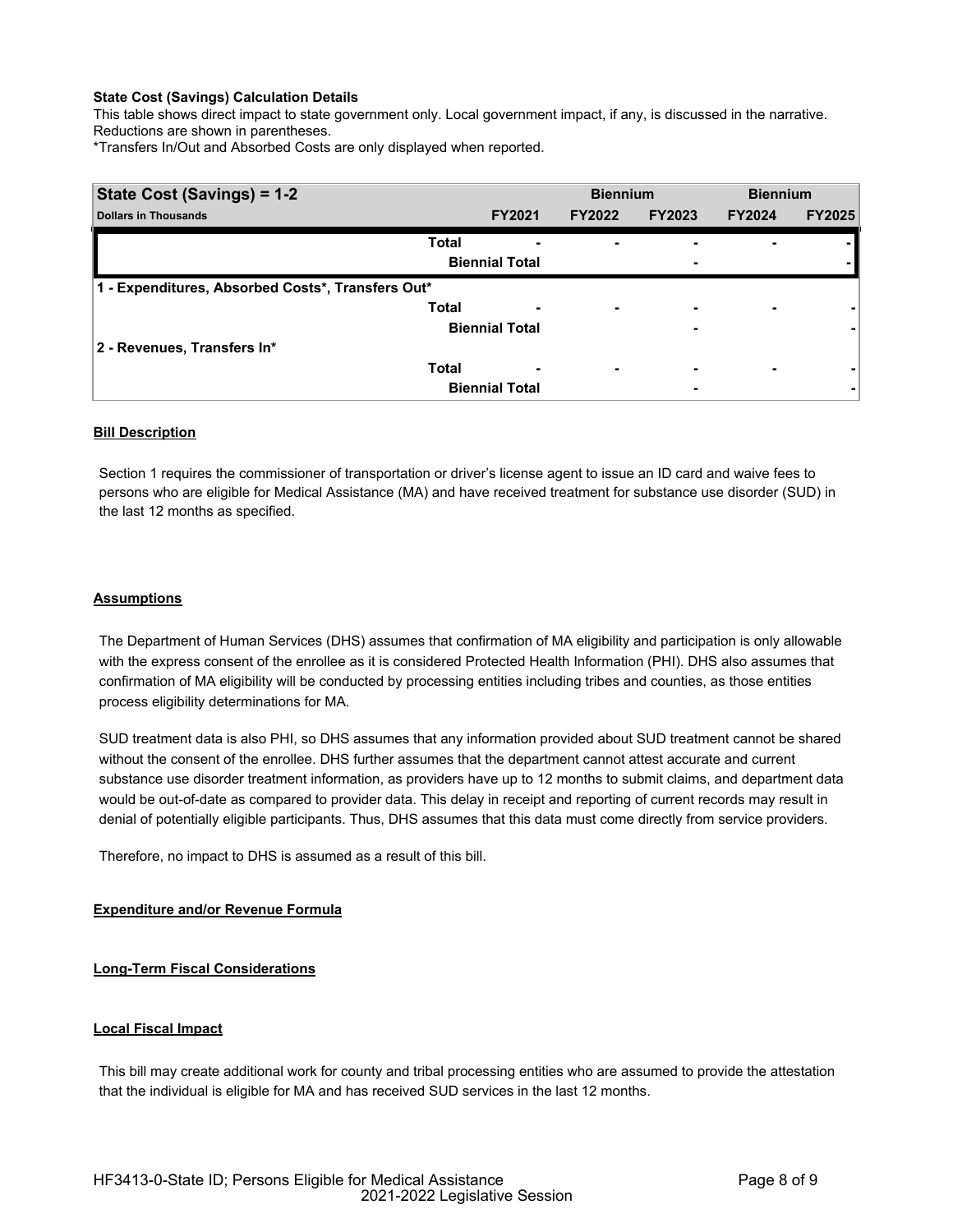**State Cost (Savings) Calculation Details**

This table shows direct impact to state government only. Local government impact, if any, is discussed in the narrative. Reductions are shown in parentheses.

*Transfers In/Out and Absorbed Costs are only displayed when reported.

| State Cost (Savings) = 1-2 | | Biennium | | Biennium | |
|---|---|---|---|---|---|
| Dollars in Thousands | FY2021 | FY2022 | FY2023 | FY2024 | FY2025 |
| Total | - | - | - | - | - |
| Biennial Total | | | - | | - |
| **1 - Expenditures, Absorbed Costs*, Transfers Out*** | | | | | |
| Total | - | - | - | - | - |
| Biennial Total | | | - | | - |
| **2 - Revenues, Transfers In*** | | | | | |
| Total | - | - | - | - | - |
| Biennial Total | | | - | | - |

**Bill Description**

Section 1 requires the commissioner of transportation or driver's license agent to issue an ID card and waive fees to persons who are eligible for Medical Assistance (MA) and have received treatment for substance use disorder (SUD) in the last 12 months as specified.

**Assumptions**

The Department of Human Services (DHS) assumes that confirmation of MA eligibility and participation is only allowable with the express consent of the enrollee as it is considered Protected Health Information (PHI). DHS also assumes that confirmation of MA eligibility will be conducted by processing entities including tribes and counties, as those entities process eligibility determinations for MA.

SUD treatment data is also PHI, so DHS assumes that any information provided about SUD treatment cannot be shared without the consent of the enrollee. DHS further assumes that the department cannot attest accurate and current substance use disorder treatment information, as providers have up to 12 months to submit claims, and department data would be out-of-date as compared to provider data. This delay in receipt and reporting of current records may result in denial of potentially eligible participants. Thus, DHS assumes that this data must come directly from service providers.

Therefore, no impact to DHS is assumed as a result of this bill.

**Expenditure and/or Revenue Formula**

**Long-Term Fiscal Considerations**

**Local Fiscal Impact**

This bill may create additional work for county and tribal processing entities who are assumed to provide the attestation that the individual is eligible for MA and has received SUD services in the last 12 months.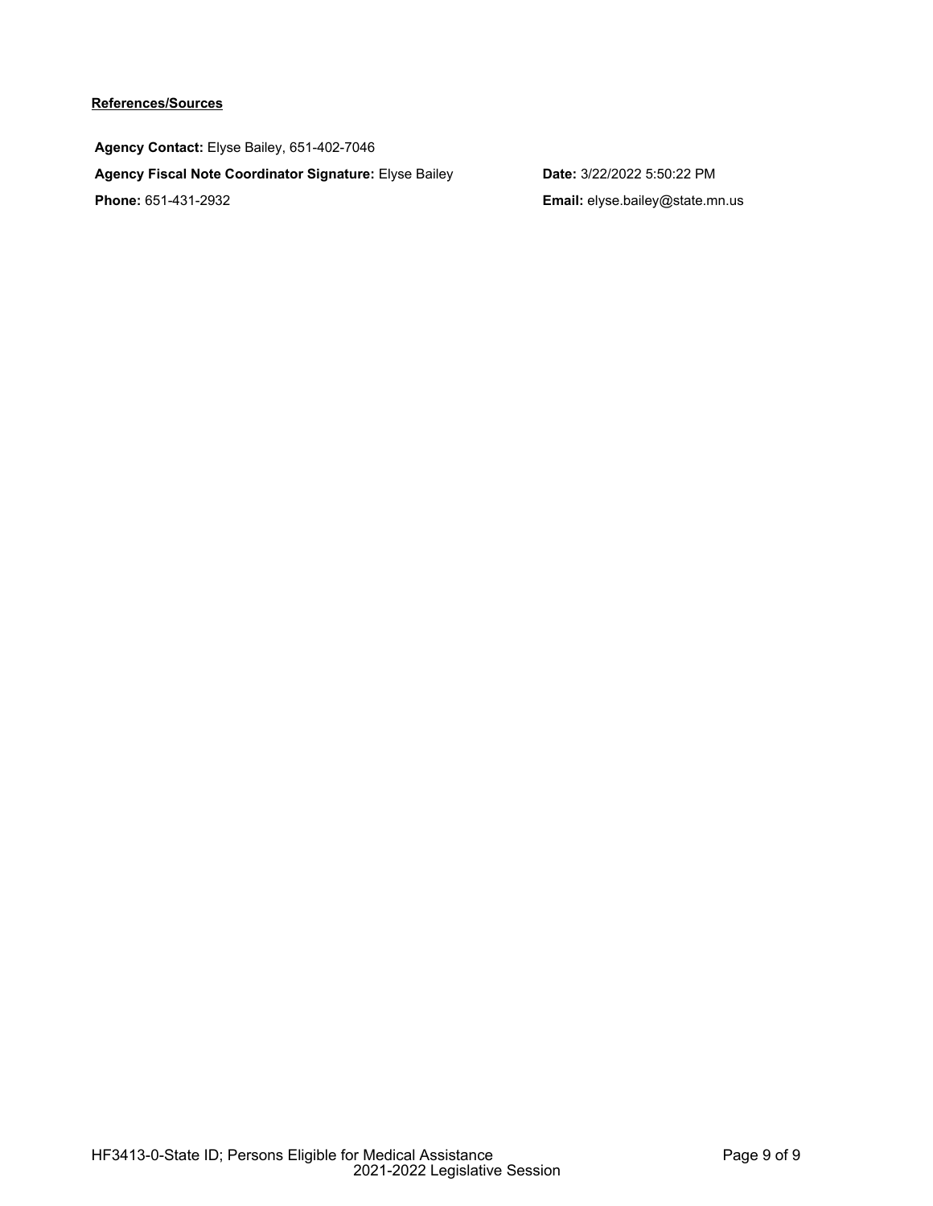**References/Sources**

**Agency Contact:** Elyse Bailey, 651-402-7046

**Agency Fiscal Note Coordinator Signature:** Elyse Bailey

**Date:** 3/22/2022 5:50:22 PM

**Phone:** 651-431-2932

**Email:** elyse.bailey@state.mn.us